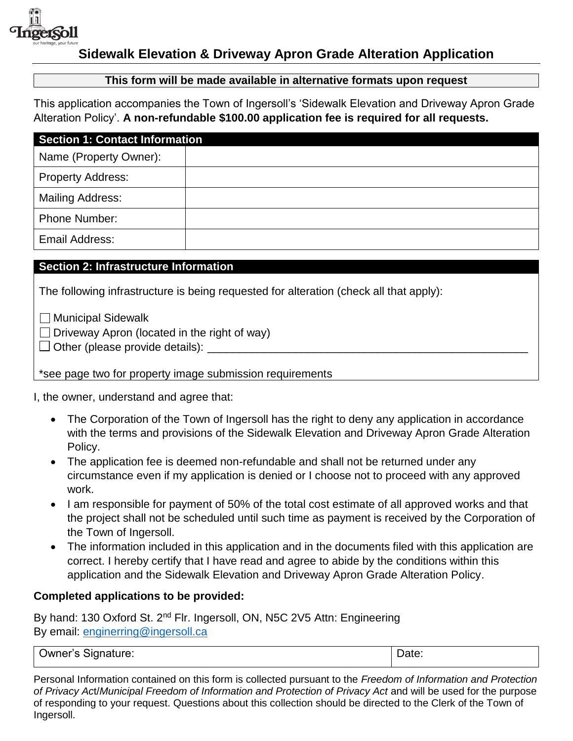# Sidewalk Elevation & Driveway Apron Grade Alteration Application

**This form will be made available in alternative formats upon request**

This application accompanies the Town of Ingersoll's 'Sidewalk Elevation and Driveway Apron Grade Alteration Policy'. **A non-refundable $100.00 application fee is required for all requests.**

| Section 1: Contact Information | |
|---|---|
| Name (Property Owner): | |
| Property Address: | |
| Mailing Address: | |
| Phone Number: | |
| Email Address: | |

**Section 2: Infrastructure Information**

The following infrastructure is being requested for alteration (check all that apply):

☐ Municipal Sidewalk
☐ Driveway Apron (located in the right of way)
☐ Other (please provide details): ____________________________________________________

*see page two for property image submission requirements

I, the owner, understand and agree that:

- The Corporation of the Town of Ingersoll has the right to deny any application in accordance with the terms and provisions of the Sidewalk Elevation and Driveway Apron Grade Alteration Policy.
- The application fee is deemed non-refundable and shall not be returned under any circumstance even if my application is denied or I choose not to proceed with any approved work.
- I am responsible for payment of 50% of the total cost estimate of all approved works and that the project shall not be scheduled until such time as payment is received by the Corporation of the Town of Ingersoll.
- The information included in this application and in the documents filed with this application are correct. I hereby certify that I have read and agree to abide by the conditions within this application and the Sidewalk Elevation and Driveway Apron Grade Alteration Policy.

**Completed applications to be provided:**

By hand: 130 Oxford St. 2nd Flr. Ingersoll, ON, N5C 2V5 Attn: Engineering
By email: enginerring@ingersoll.ca

| Owner's Signature: | Date: |
|---|---|

Personal Information contained on this form is collected pursuant to the *Freedom of Information and Protection of Privacy Act*/*Municipal Freedom of Information and Protection of Privacy Act* and will be used for the purpose of responding to your request. Questions about this collection should be directed to the Clerk of the Town of Ingersoll.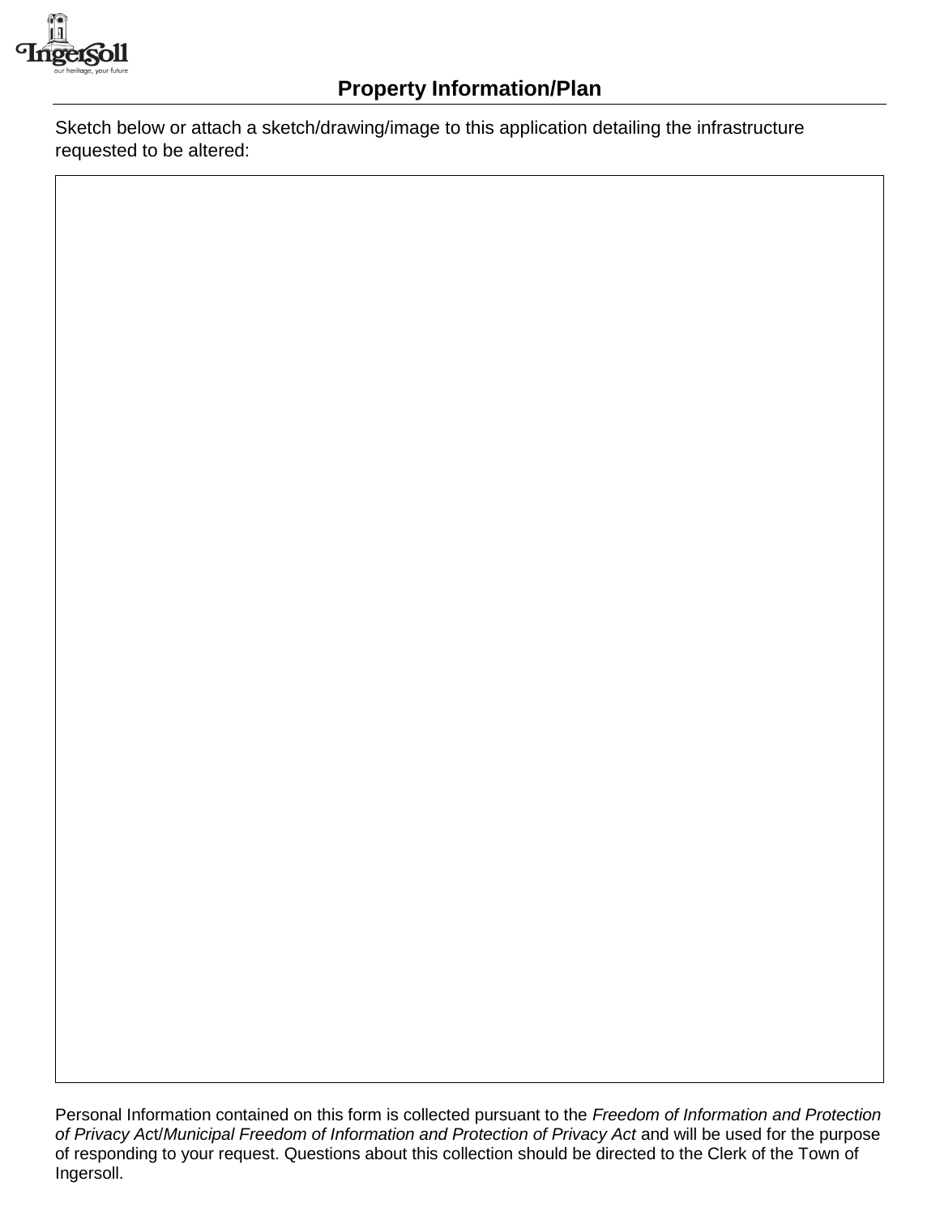## Property Information/Plan

Sketch below or attach a sketch/drawing/image to this application detailing the infrastructure requested to be altered:

Personal Information contained on this form is collected pursuant to the *Freedom of Information and Protection of Privacy Act*/*Municipal Freedom of Information and Protection of Privacy Act* and will be used for the purpose of responding to your request. Questions about this collection should be directed to the Clerk of the Town of Ingersoll.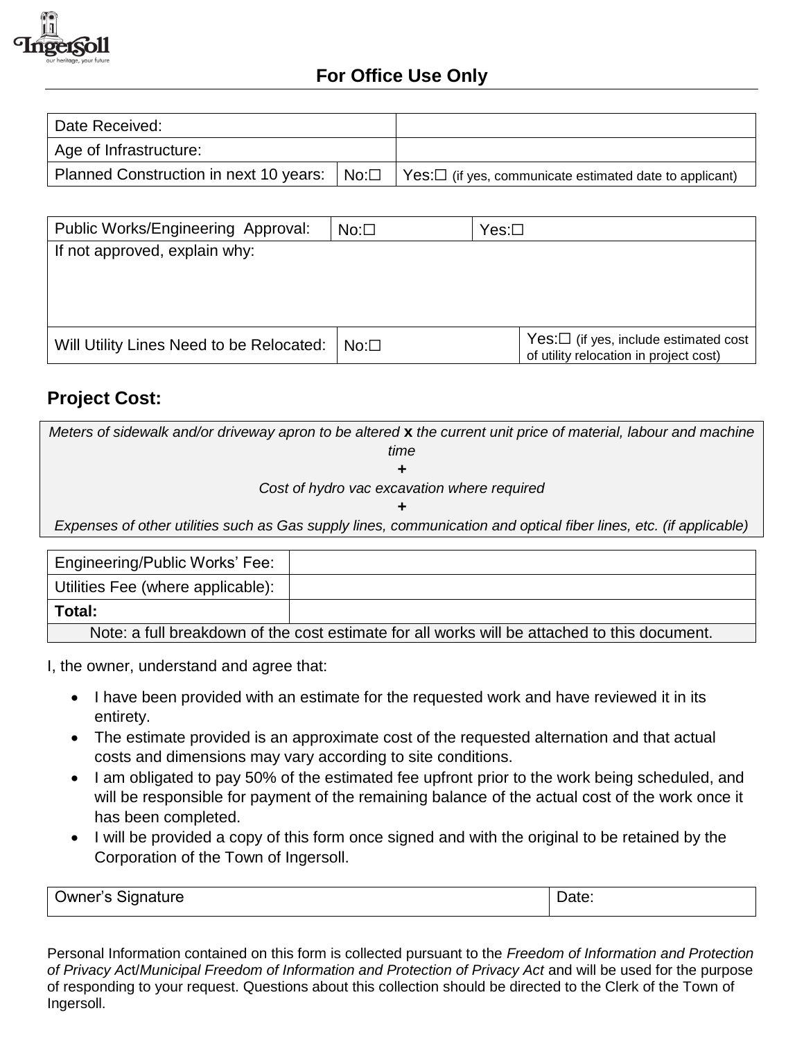## For Office Use Only

| Date Received: | | |
|---|---|---|
| Age of Infrastructure: | | |
| Planned Construction in next 10 years: | No:☐ | Yes:☐ (if yes, communicate estimated date to applicant) |

| Public Works/Engineering Approval: | No:☐ | Yes:☐ |
|---|---|---|
| If not approved, explain why: | | |
| Will Utility Lines Need to be Relocated: | No:☐ | Yes:☐ (if yes, include estimated cost of utility relocation in project cost) |

## Project Cost:

*Meters of sidewalk and/or driveway apron to be altered* **x** *the current unit price of material, labour and machine time*

**+**

*Cost of hydro vac excavation where required*

**+**

*Expenses of other utilities such as Gas supply lines, communication and optical fiber lines, etc. (if applicable)*

| Engineering/Public Works' Fee: | |
|---|---|
| Utilities Fee (where applicable): | |
| **Total:** | |
| Note: a full breakdown of the cost estimate for all works will be attached to this document. | |

I, the owner, understand and agree that:

- I have been provided with an estimate for the requested work and have reviewed it in its entirety.
- The estimate provided is an approximate cost of the requested alternation and that actual costs and dimensions may vary according to site conditions.
- I am obligated to pay 50% of the estimated fee upfront prior to the work being scheduled, and will be responsible for payment of the remaining balance of the actual cost of the work once it has been completed.
- I will be provided a copy of this form once signed and with the original to be retained by the Corporation of the Town of Ingersoll.

| Owner's Signature | Date: |
|---|---|

Personal Information contained on this form is collected pursuant to the *Freedom of Information and Protection of Privacy Act*/*Municipal Freedom of Information and Protection of Privacy Act* and will be used for the purpose of responding to your request. Questions about this collection should be directed to the Clerk of the Town of Ingersoll.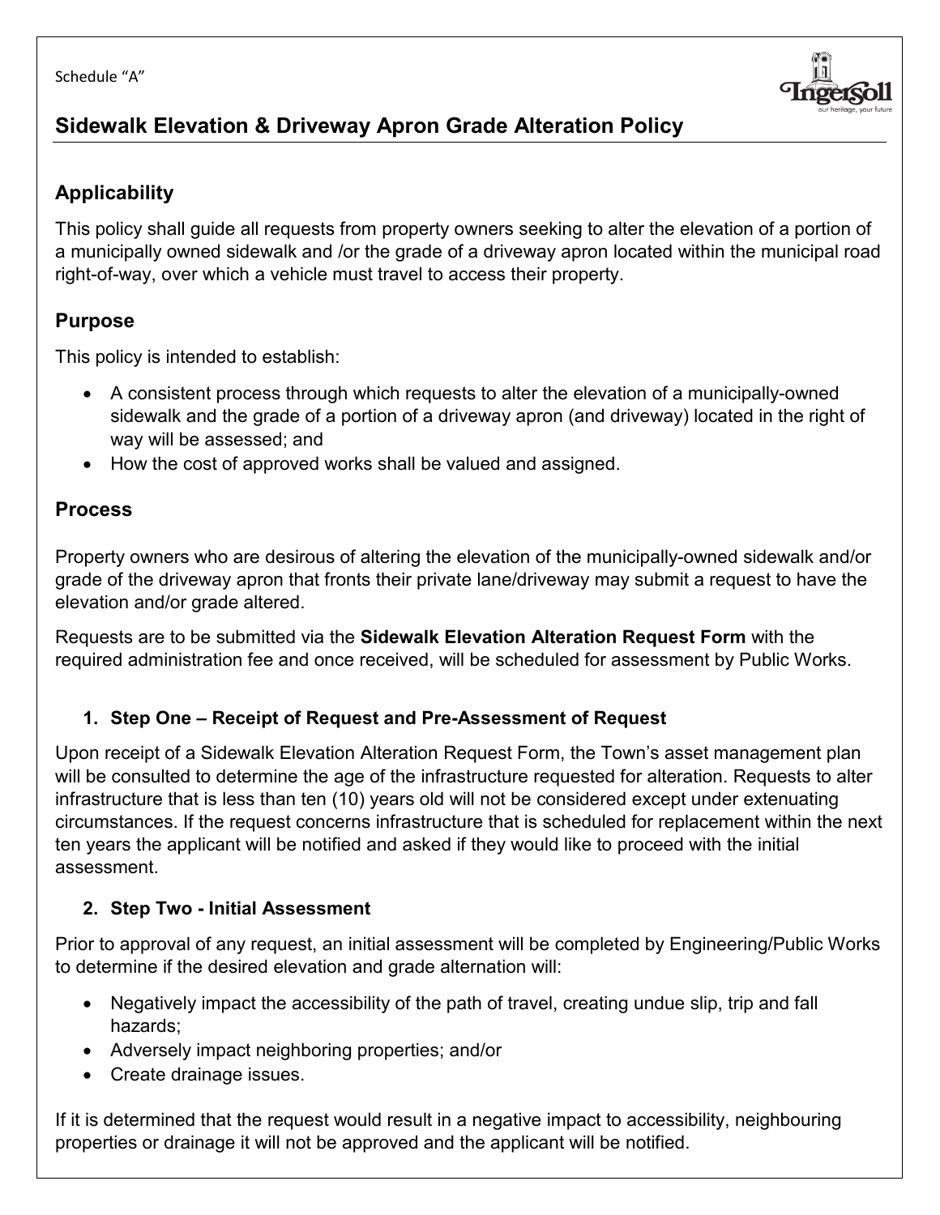Schedule "A"

# Sidewalk Elevation & Driveway Apron Grade Alteration Policy

## Applicability

This policy shall guide all requests from property owners seeking to alter the elevation of a portion of a municipally owned sidewalk and /or the grade of a driveway apron located within the municipal road right-of-way, over which a vehicle must travel to access their property.

## Purpose

This policy is intended to establish:

- A consistent process through which requests to alter the elevation of a municipally-owned sidewalk and the grade of a portion of a driveway apron (and driveway) located in the right of way will be assessed; and
- How the cost of approved works shall be valued and assigned.

## Process

Property owners who are desirous of altering the elevation of the municipally-owned sidewalk and/or grade of the driveway apron that fronts their private lane/driveway may submit a request to have the elevation and/or grade altered.

Requests are to be submitted via the **Sidewalk Elevation Alteration Request Form** with the required administration fee and once received, will be scheduled for assessment by Public Works.

### 1. Step One – Receipt of Request and Pre-Assessment of Request

Upon receipt of a Sidewalk Elevation Alteration Request Form, the Town's asset management plan will be consulted to determine the age of the infrastructure requested for alteration. Requests to alter infrastructure that is less than ten (10) years old will not be considered except under extenuating circumstances. If the request concerns infrastructure that is scheduled for replacement within the next ten years the applicant will be notified and asked if they would like to proceed with the initial assessment.

### 2. Step Two - Initial Assessment

Prior to approval of any request, an initial assessment will be completed by Engineering/Public Works to determine if the desired elevation and grade alternation will:

- Negatively impact the accessibility of the path of travel, creating undue slip, trip and fall hazards;
- Adversely impact neighboring properties; and/or
- Create drainage issues.

If it is determined that the request would result in a negative impact to accessibility, neighbouring properties or drainage it will not be approved and the applicant will be notified.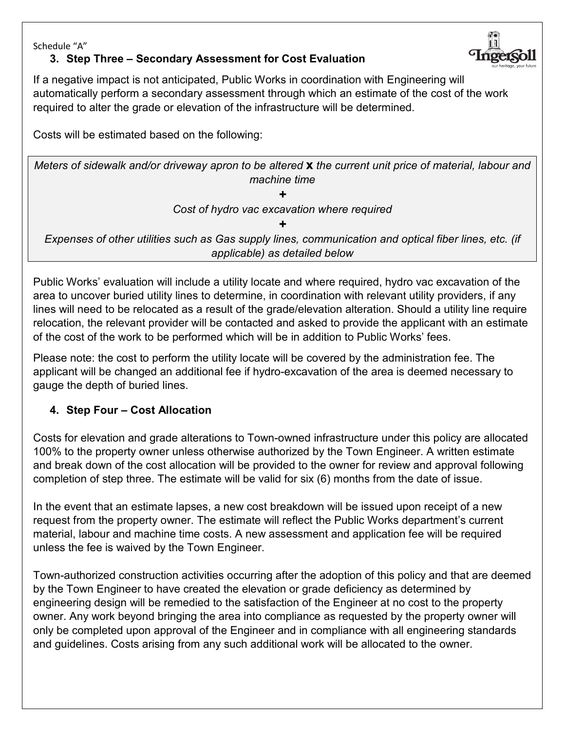Schedule “A”

### 3. Step Three – Secondary Assessment for Cost Evaluation

If a negative impact is not anticipated, Public Works in coordination with Engineering will automatically perform a secondary assessment through which an estimate of the cost of the work required to alter the grade or elevation of the infrastructure will be determined.

Costs will be estimated based on the following:

*Meters of sidewalk and/or driveway apron to be altered* **x** *the current unit price of material, labour and machine time*

**+**

*Cost of hydro vac excavation where required*

**+**

*Expenses of other utilities such as Gas supply lines, communication and optical fiber lines, etc. (if applicable) as detailed below*

Public Works’ evaluation will include a utility locate and where required, hydro vac excavation of the area to uncover buried utility lines to determine, in coordination with relevant utility providers, if any lines will need to be relocated as a result of the grade/elevation alteration. Should a utility line require relocation, the relevant provider will be contacted and asked to provide the applicant with an estimate of the cost of the work to be performed which will be in addition to Public Works’ fees.

Please note: the cost to perform the utility locate will be covered by the administration fee. The applicant will be changed an additional fee if hydro-excavation of the area is deemed necessary to gauge the depth of buried lines.

### 4. Step Four – Cost Allocation

Costs for elevation and grade alterations to Town-owned infrastructure under this policy are allocated 100% to the property owner unless otherwise authorized by the Town Engineer. A written estimate and break down of the cost allocation will be provided to the owner for review and approval following completion of step three. The estimate will be valid for six (6) months from the date of issue.

In the event that an estimate lapses, a new cost breakdown will be issued upon receipt of a new request from the property owner. The estimate will reflect the Public Works department’s current material, labour and machine time costs. A new assessment and application fee will be required unless the fee is waived by the Town Engineer.

Town-authorized construction activities occurring after the adoption of this policy and that are deemed by the Town Engineer to have created the elevation or grade deficiency as determined by engineering design will be remedied to the satisfaction of the Engineer at no cost to the property owner. Any work beyond bringing the area into compliance as requested by the property owner will only be completed upon approval of the Engineer and in compliance with all engineering standards and guidelines. Costs arising from any such additional work will be allocated to the owner.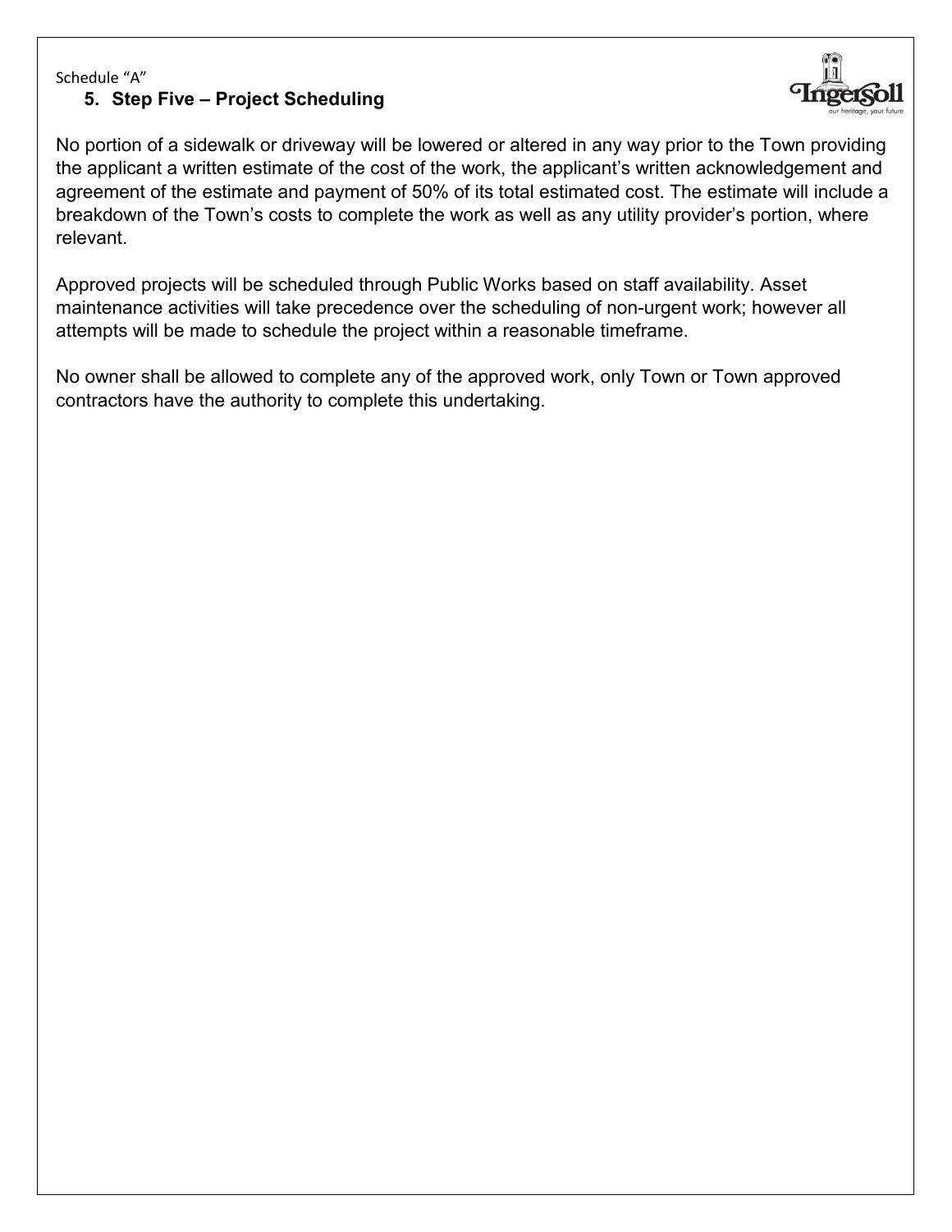Schedule “A”

### 5. Step Five – Project Scheduling

No portion of a sidewalk or driveway will be lowered or altered in any way prior to the Town providing the applicant a written estimate of the cost of the work, the applicant’s written acknowledgement and agreement of the estimate and payment of 50% of its total estimated cost. The estimate will include a breakdown of the Town’s costs to complete the work as well as any utility provider’s portion, where relevant.

Approved projects will be scheduled through Public Works based on staff availability. Asset maintenance activities will take precedence over the scheduling of non-urgent work; however all attempts will be made to schedule the project within a reasonable timeframe.

No owner shall be allowed to complete any of the approved work, only Town or Town approved contractors have the authority to complete this undertaking.